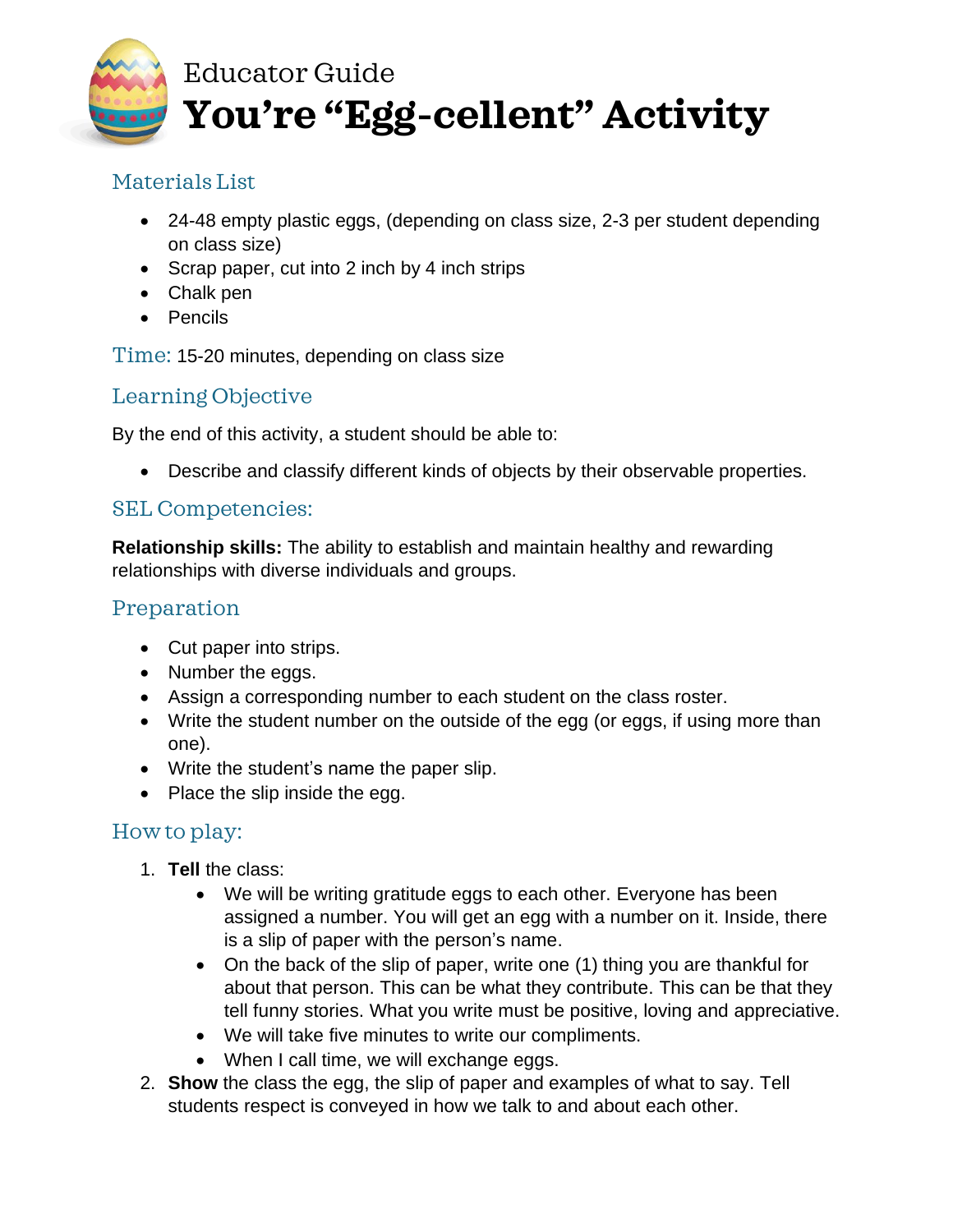# Educator Guide
# You're "Egg-cellent" Activity

## Materials List

- 24-48 empty plastic eggs, (depending on class size, 2-3 per student depending on class size)
- Scrap paper, cut into 2 inch by 4 inch strips
- Chalk pen
- Pencils

**Time:** 15-20 minutes, depending on class size

## Learning Objective

By the end of this activity, a student should be able to:

- Describe and classify different kinds of objects by their observable properties.

## SEL Competencies:

**Relationship skills:** The ability to establish and maintain healthy and rewarding relationships with diverse individuals and groups.

## Preparation

- Cut paper into strips.
- Number the eggs.
- Assign a corresponding number to each student on the class roster.
- Write the student number on the outside of the egg (or eggs, if using more than one).
- Write the student's name the paper slip.
- Place the slip inside the egg.

## How to play:

1. **Tell** the class:
   - We will be writing gratitude eggs to each other. Everyone has been assigned a number. You will get an egg with a number on it. Inside, there is a slip of paper with the person's name.
   - On the back of the slip of paper, write one (1) thing you are thankful for about that person. This can be what they contribute. This can be that they tell funny stories. What you write must be positive, loving and appreciative.
   - We will take five minutes to write our compliments.
   - When I call time, we will exchange eggs.
2. **Show** the class the egg, the slip of paper and examples of what to say. Tell students respect is conveyed in how we talk to and about each other.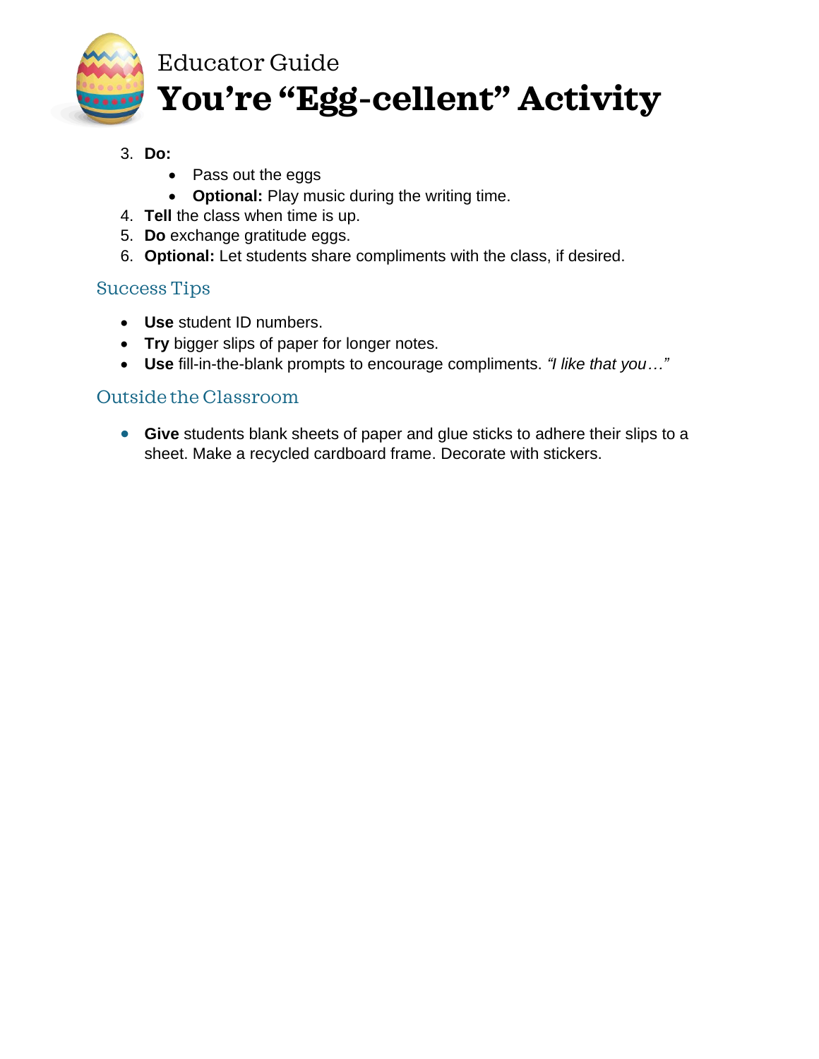3. **Do:**
    - Pass out the eggs
    - **Optional:** Play music during the writing time.
4. **Tell** the class when time is up.
5. **Do** exchange gratitude eggs.
6. **Optional:** Let students share compliments with the class, if desired.

## Success Tips

- **Use** student ID numbers.
- **Try** bigger slips of paper for longer notes.
- **Use** fill-in-the-blank prompts to encourage compliments. *"I like that you…"*

## Outside the Classroom

- **Give** students blank sheets of paper and glue sticks to adhere their slips to a sheet. Make a recycled cardboard frame. Decorate with stickers.